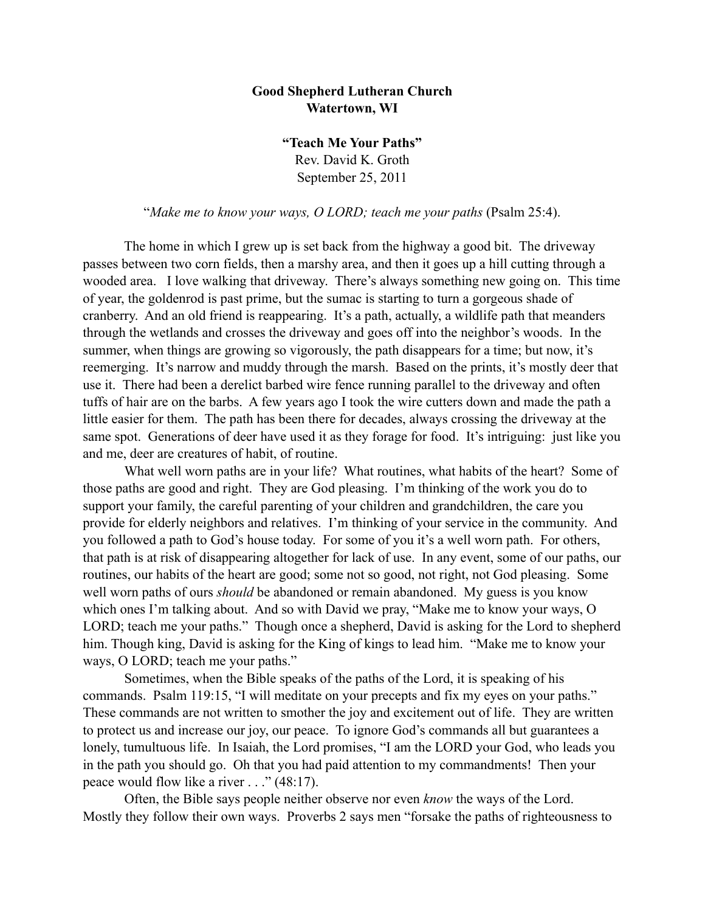**Good Shepherd Lutheran Church**
**Watertown, WI**

**"Teach Me Your Paths"**
Rev. David K. Groth
September 25, 2011

"*Make me to know your ways, O LORD; teach me your paths* (Psalm 25:4).

The home in which I grew up is set back from the highway a good bit. The driveway passes between two corn fields, then a marshy area, and then it goes up a hill cutting through a wooded area. I love walking that driveway. There's always something new going on. This time of year, the goldenrod is past prime, but the sumac is starting to turn a gorgeous shade of cranberry. And an old friend is reappearing. It's a path, actually, a wildlife path that meanders through the wetlands and crosses the driveway and goes off into the neighbor's woods. In the summer, when things are growing so vigorously, the path disappears for a time; but now, it's reemerging. It's narrow and muddy through the marsh. Based on the prints, it's mostly deer that use it. There had been a derelict barbed wire fence running parallel to the driveway and often tuffs of hair are on the barbs. A few years ago I took the wire cutters down and made the path a little easier for them. The path has been there for decades, always crossing the driveway at the same spot. Generations of deer have used it as they forage for food. It's intriguing: just like you and me, deer are creatures of habit, of routine.

What well worn paths are in your life? What routines, what habits of the heart? Some of those paths are good and right. They are God pleasing. I'm thinking of the work you do to support your family, the careful parenting of your children and grandchildren, the care you provide for elderly neighbors and relatives. I'm thinking of your service in the community. And you followed a path to God's house today. For some of you it's a well worn path. For others, that path is at risk of disappearing altogether for lack of use. In any event, some of our paths, our routines, our habits of the heart are good; some not so good, not right, not God pleasing. Some well worn paths of ours *should* be abandoned or remain abandoned. My guess is you know which ones I'm talking about. And so with David we pray, "Make me to know your ways, O LORD; teach me your paths." Though once a shepherd, David is asking for the Lord to shepherd him. Though king, David is asking for the King of kings to lead him. "Make me to know your ways, O LORD; teach me your paths."

Sometimes, when the Bible speaks of the paths of the Lord, it is speaking of his commands. Psalm 119:15, "I will meditate on your precepts and fix my eyes on your paths." These commands are not written to smother the joy and excitement out of life. They are written to protect us and increase our joy, our peace. To ignore God's commands all but guarantees a lonely, tumultuous life. In Isaiah, the Lord promises, "I am the LORD your God, who leads you in the path you should go. Oh that you had paid attention to my commandments! Then your peace would flow like a river . . ." (48:17).

Often, the Bible says people neither observe nor even *know* the ways of the Lord. Mostly they follow their own ways. Proverbs 2 says men "forsake the paths of righteousness to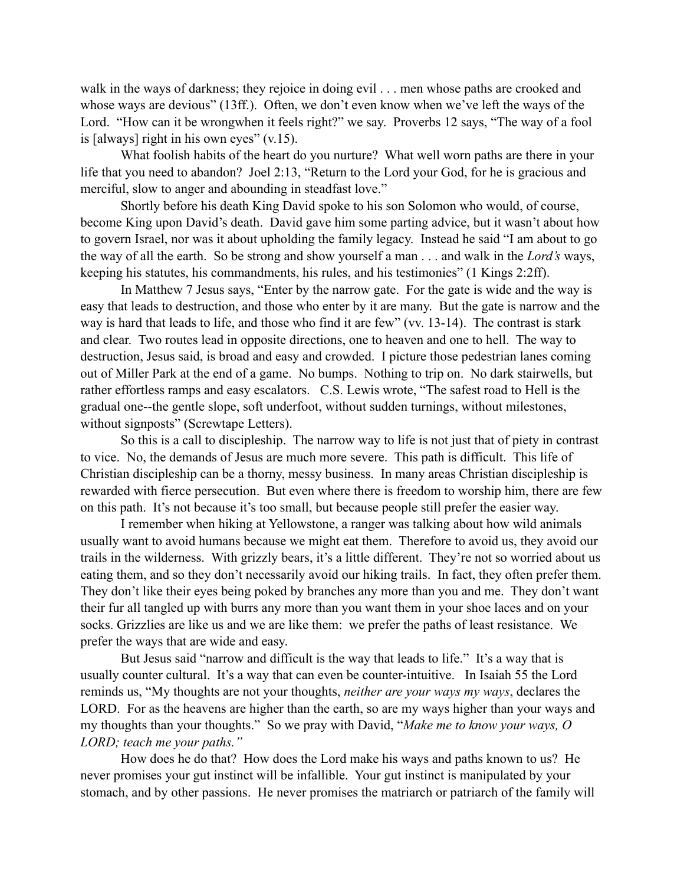walk in the ways of darkness; they rejoice in doing evil . . . men whose paths are crooked and whose ways are devious" (13ff.). Often, we don't even know when we've left the ways of the Lord. "How can it be wrongwhen it feels right?" we say. Proverbs 12 says, "The way of a fool is [always] right in his own eyes" (v.15).

What foolish habits of the heart do you nurture? What well worn paths are there in your life that you need to abandon? Joel 2:13, "Return to the Lord your God, for he is gracious and merciful, slow to anger and abounding in steadfast love."

Shortly before his death King David spoke to his son Solomon who would, of course, become King upon David's death. David gave him some parting advice, but it wasn't about how to govern Israel, nor was it about upholding the family legacy. Instead he said "I am about to go the way of all the earth. So be strong and show yourself a man . . . and walk in the *Lord's* ways, keeping his statutes, his commandments, his rules, and his testimonies" (1 Kings 2:2ff).

In Matthew 7 Jesus says, "Enter by the narrow gate. For the gate is wide and the way is easy that leads to destruction, and those who enter by it are many. But the gate is narrow and the way is hard that leads to life, and those who find it are few" (vv. 13-14). The contrast is stark and clear. Two routes lead in opposite directions, one to heaven and one to hell. The way to destruction, Jesus said, is broad and easy and crowded. I picture those pedestrian lanes coming out of Miller Park at the end of a game. No bumps. Nothing to trip on. No dark stairwells, but rather effortless ramps and easy escalators. C.S. Lewis wrote, "The safest road to Hell is the gradual one--the gentle slope, soft underfoot, without sudden turnings, without milestones, without signposts" (Screwtape Letters).

So this is a call to discipleship. The narrow way to life is not just that of piety in contrast to vice. No, the demands of Jesus are much more severe. This path is difficult. This life of Christian discipleship can be a thorny, messy business. In many areas Christian discipleship is rewarded with fierce persecution. But even where there is freedom to worship him, there are few on this path. It's not because it's too small, but because people still prefer the easier way.

I remember when hiking at Yellowstone, a ranger was talking about how wild animals usually want to avoid humans because we might eat them. Therefore to avoid us, they avoid our trails in the wilderness. With grizzly bears, it's a little different. They're not so worried about us eating them, and so they don't necessarily avoid our hiking trails. In fact, they often prefer them. They don't like their eyes being poked by branches any more than you and me. They don't want their fur all tangled up with burrs any more than you want them in your shoe laces and on your socks. Grizzlies are like us and we are like them: we prefer the paths of least resistance. We prefer the ways that are wide and easy.

But Jesus said "narrow and difficult is the way that leads to life." It's a way that is usually counter cultural. It's a way that can even be counter-intuitive. In Isaiah 55 the Lord reminds us, "My thoughts are not your thoughts, *neither are your ways my ways*, declares the LORD. For as the heavens are higher than the earth, so are my ways higher than your ways and my thoughts than your thoughts." So we pray with David, "*Make me to know your ways, O LORD; teach me your paths."*

How does he do that? How does the Lord make his ways and paths known to us? He never promises your gut instinct will be infallible. Your gut instinct is manipulated by your stomach, and by other passions. He never promises the matriarch or patriarch of the family will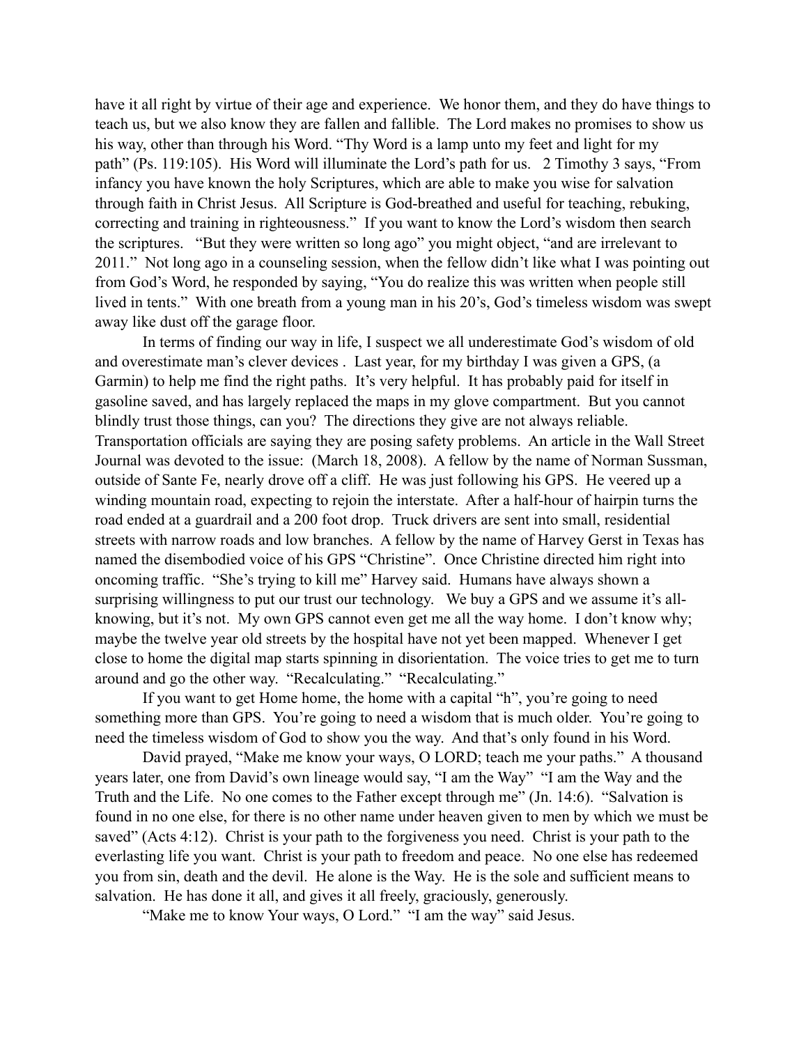have it all right by virtue of their age and experience. We honor them, and they do have things to teach us, but we also know they are fallen and fallible. The Lord makes no promises to show us his way, other than through his Word. "Thy Word is a lamp unto my feet and light for my path" (Ps. 119:105). His Word will illuminate the Lord's path for us. 2 Timothy 3 says, "From infancy you have known the holy Scriptures, which are able to make you wise for salvation through faith in Christ Jesus. All Scripture is God-breathed and useful for teaching, rebuking, correcting and training in righteousness." If you want to know the Lord's wisdom then search the scriptures. "But they were written so long ago" you might object, "and are irrelevant to 2011." Not long ago in a counseling session, when the fellow didn't like what I was pointing out from God's Word, he responded by saying, "You do realize this was written when people still lived in tents." With one breath from a young man in his 20's, God's timeless wisdom was swept away like dust off the garage floor.

In terms of finding our way in life, I suspect we all underestimate God's wisdom of old and overestimate man's clever devices . Last year, for my birthday I was given a GPS, (a Garmin) to help me find the right paths. It's very helpful. It has probably paid for itself in gasoline saved, and has largely replaced the maps in my glove compartment. But you cannot blindly trust those things, can you? The directions they give are not always reliable. Transportation officials are saying they are posing safety problems. An article in the Wall Street Journal was devoted to the issue: (March 18, 2008). A fellow by the name of Norman Sussman, outside of Sante Fe, nearly drove off a cliff. He was just following his GPS. He veered up a winding mountain road, expecting to rejoin the interstate. After a half-hour of hairpin turns the road ended at a guardrail and a 200 foot drop. Truck drivers are sent into small, residential streets with narrow roads and low branches. A fellow by the name of Harvey Gerst in Texas has named the disembodied voice of his GPS "Christine". Once Christine directed him right into oncoming traffic. "She's trying to kill me" Harvey said. Humans have always shown a surprising willingness to put our trust our technology. We buy a GPS and we assume it's all-knowing, but it's not. My own GPS cannot even get me all the way home. I don't know why; maybe the twelve year old streets by the hospital have not yet been mapped. Whenever I get close to home the digital map starts spinning in disorientation. The voice tries to get me to turn around and go the other way. "Recalculating." "Recalculating."

If you want to get Home home, the home with a capital "h", you're going to need something more than GPS. You're going to need a wisdom that is much older. You're going to need the timeless wisdom of God to show you the way. And that's only found in his Word.

David prayed, "Make me know your ways, O LORD; teach me your paths." A thousand years later, one from David's own lineage would say, "I am the Way" "I am the Way and the Truth and the Life. No one comes to the Father except through me" (Jn. 14:6). "Salvation is found in no one else, for there is no other name under heaven given to men by which we must be saved" (Acts 4:12). Christ is your path to the forgiveness you need. Christ is your path to the everlasting life you want. Christ is your path to freedom and peace. No one else has redeemed you from sin, death and the devil. He alone is the Way. He is the sole and sufficient means to salvation. He has done it all, and gives it all freely, graciously, generously.

"Make me to know Your ways, O Lord." "I am the way" said Jesus.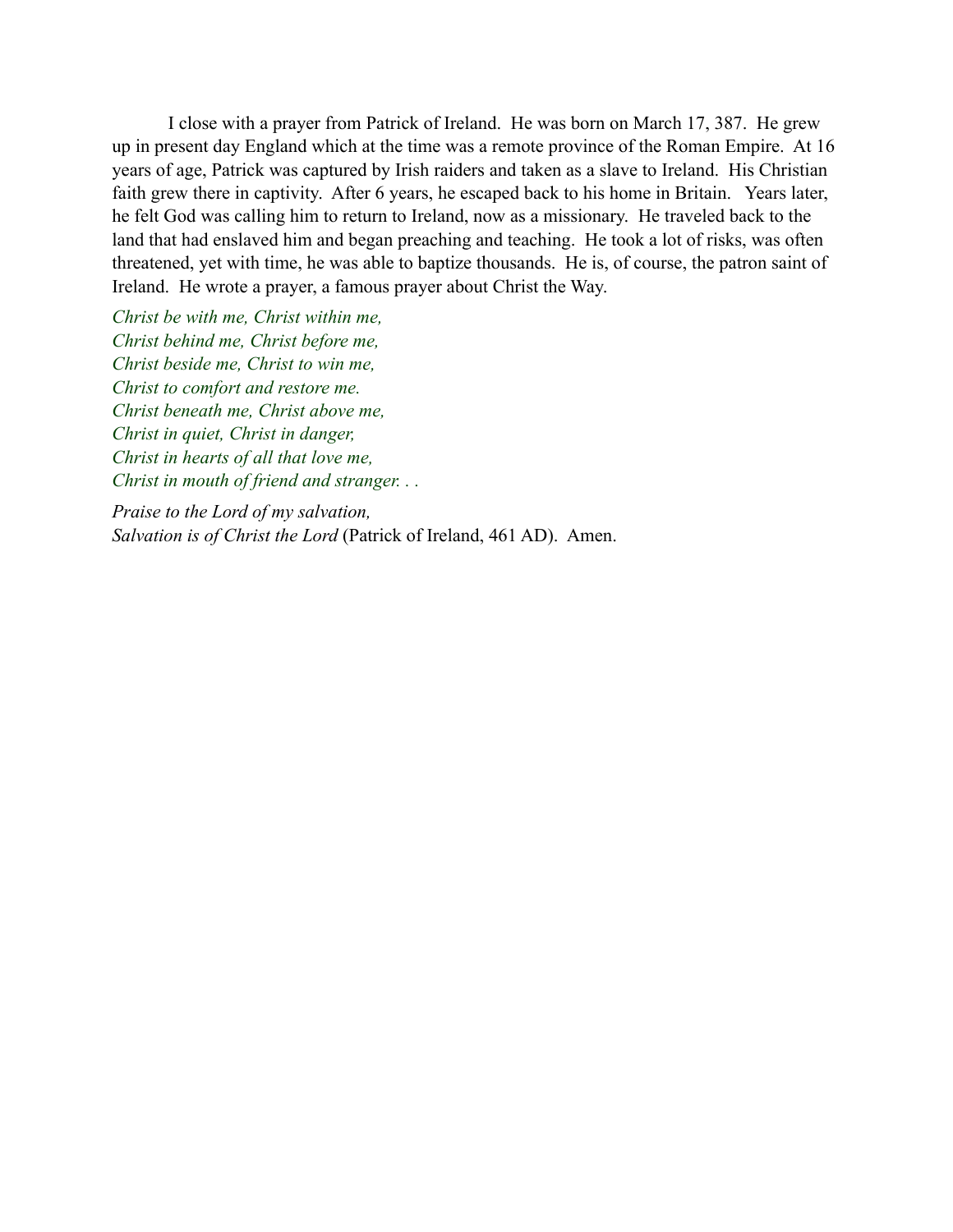I close with a prayer from Patrick of Ireland. He was born on March 17, 387. He grew up in present day England which at the time was a remote province of the Roman Empire. At 16 years of age, Patrick was captured by Irish raiders and taken as a slave to Ireland. His Christian faith grew there in captivity. After 6 years, he escaped back to his home in Britain. Years later, he felt God was calling him to return to Ireland, now as a missionary. He traveled back to the land that had enslaved him and began preaching and teaching. He took a lot of risks, was often threatened, yet with time, he was able to baptize thousands. He is, of course, the patron saint of Ireland. He wrote a prayer, a famous prayer about Christ the Way.

*Christ be with me, Christ within me,*
*Christ behind me, Christ before me,*
*Christ beside me, Christ to win me,*
*Christ to comfort and restore me.*
*Christ beneath me, Christ above me,*
*Christ in quiet, Christ in danger,*
*Christ in hearts of all that love me,*
*Christ in mouth of friend and stranger. . .*

*Praise to the Lord of my salvation,*
*Salvation is of Christ the Lord* (Patrick of Ireland, 461 AD). Amen.